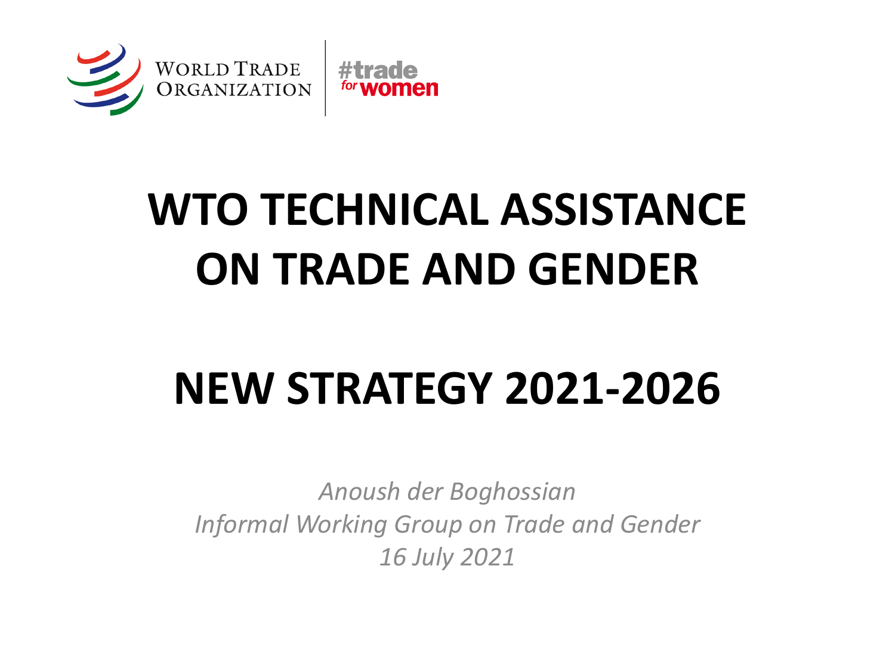WORLD TRADE ORGANIZATION | #trade for women

# WTO TECHNICAL ASSISTANCE ON TRADE AND GENDER

# NEW STRATEGY 2021-2026

*Anoush der Boghossian*
*Informal Working Group on Trade and Gender*
*16 July 2021*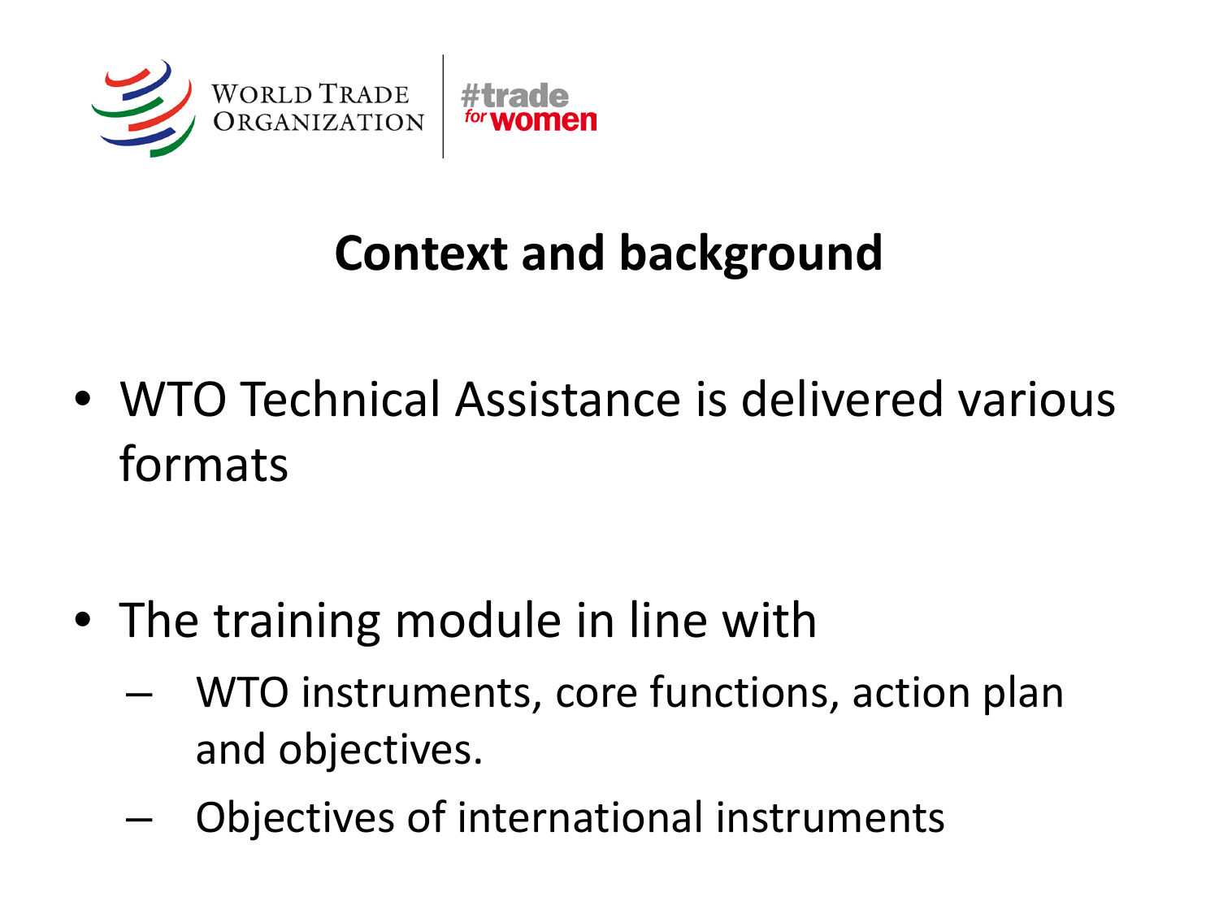# Context and background

- WTO Technical Assistance is delivered various formats
- The training module in line with
  - WTO instruments, core functions, action plan and objectives.
  - Objectives of international instruments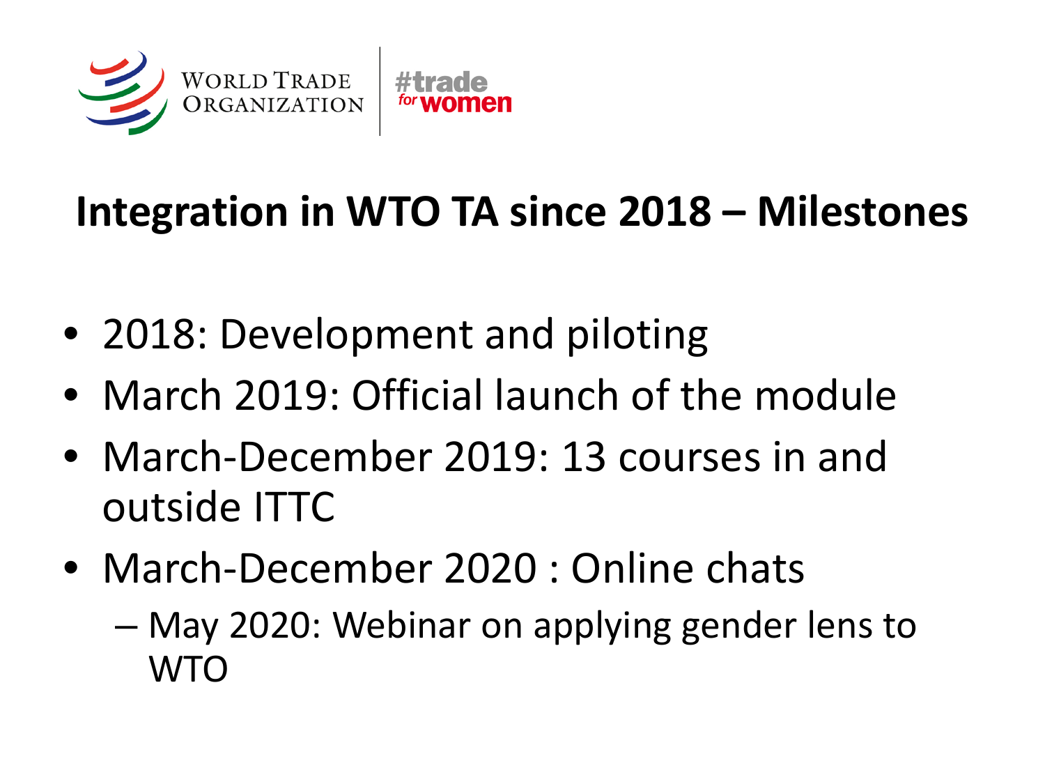World Trade Organization | #trade for women

# Integration in WTO TA since 2018 – Milestones

- 2018: Development and piloting
- March 2019: Official launch of the module
- March-December 2019: 13 courses in and outside ITTC
- March-December 2020 : Online chats
  - May 2020: Webinar on applying gender lens to WTO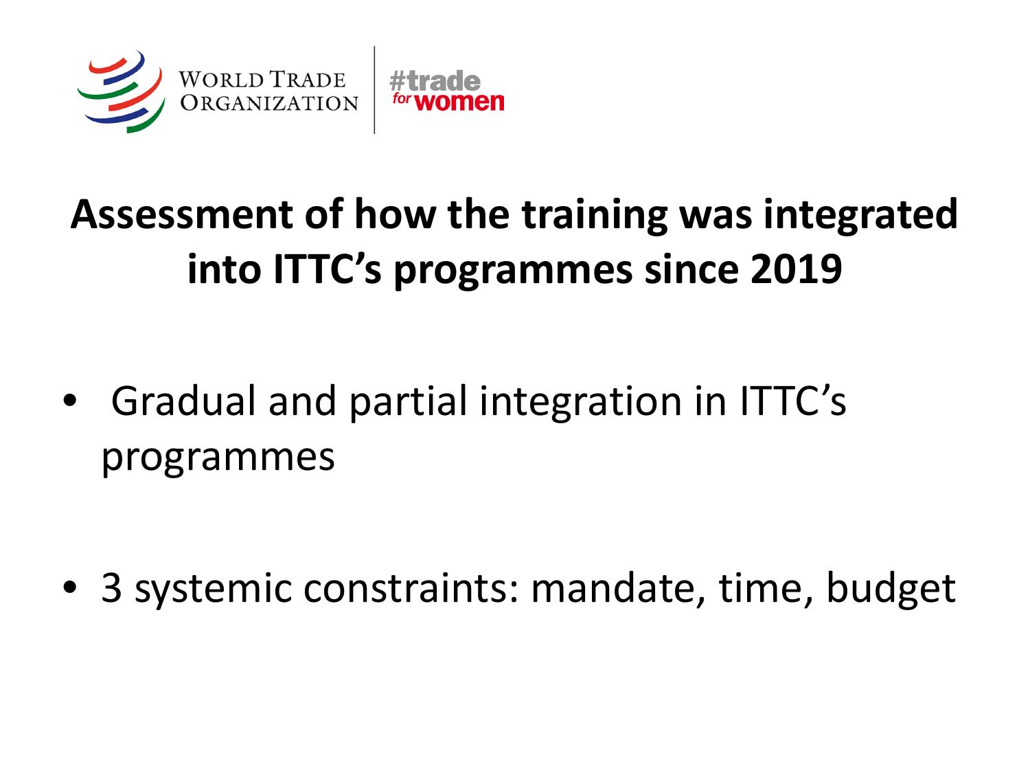# Assessment of how the training was integrated into ITTC's programmes since 2019

- Gradual and partial integration in ITTC's programmes
- 3 systemic constraints: mandate, time, budget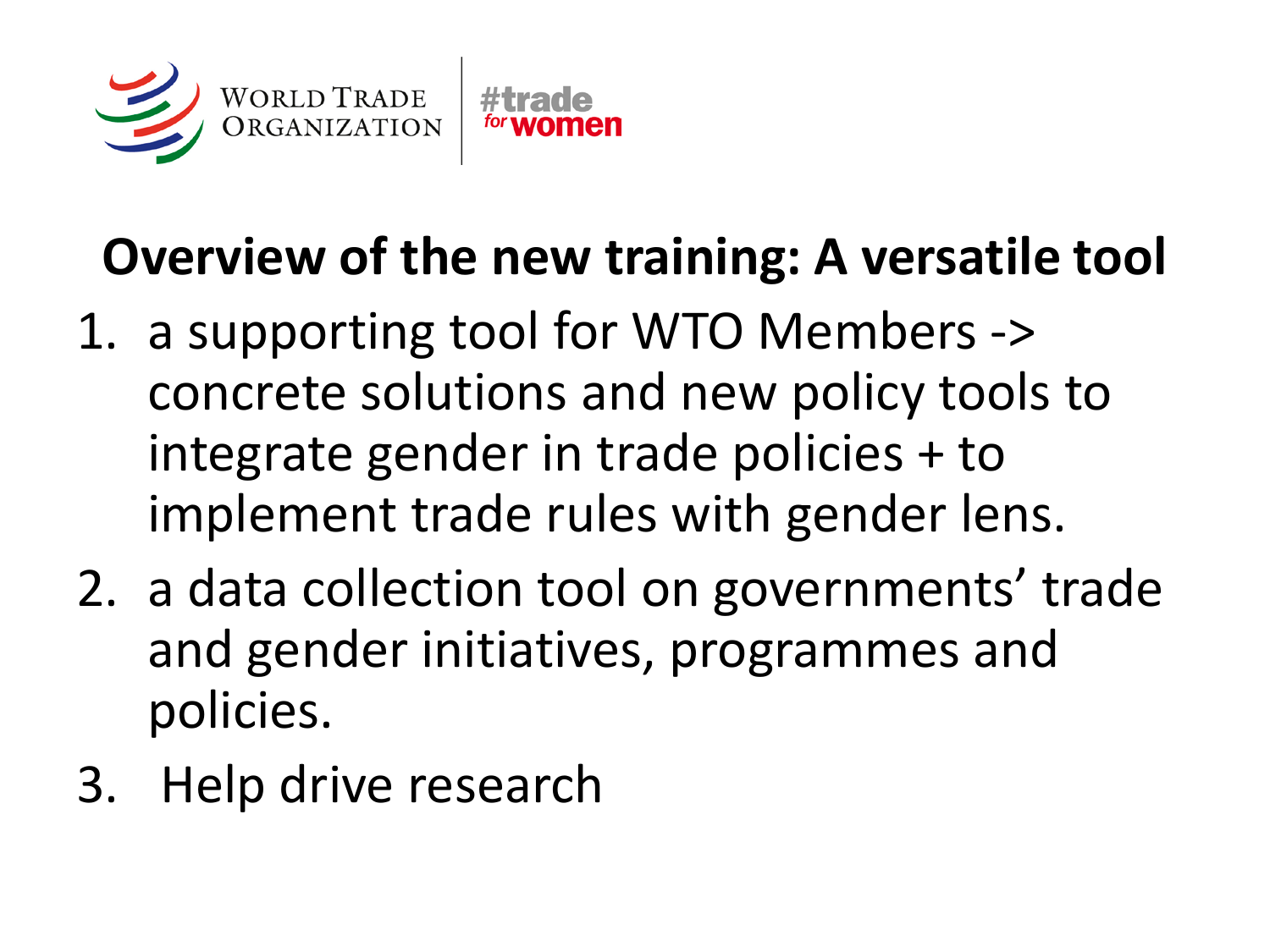WORLD TRADE ORGANIZATION | #trade for women

## Overview of the new training: A versatile tool

1. a supporting tool for WTO Members -> concrete solutions and new policy tools to integrate gender in trade policies + to implement trade rules with gender lens.
2. a data collection tool on governments' trade and gender initiatives, programmes and policies.
3. Help drive research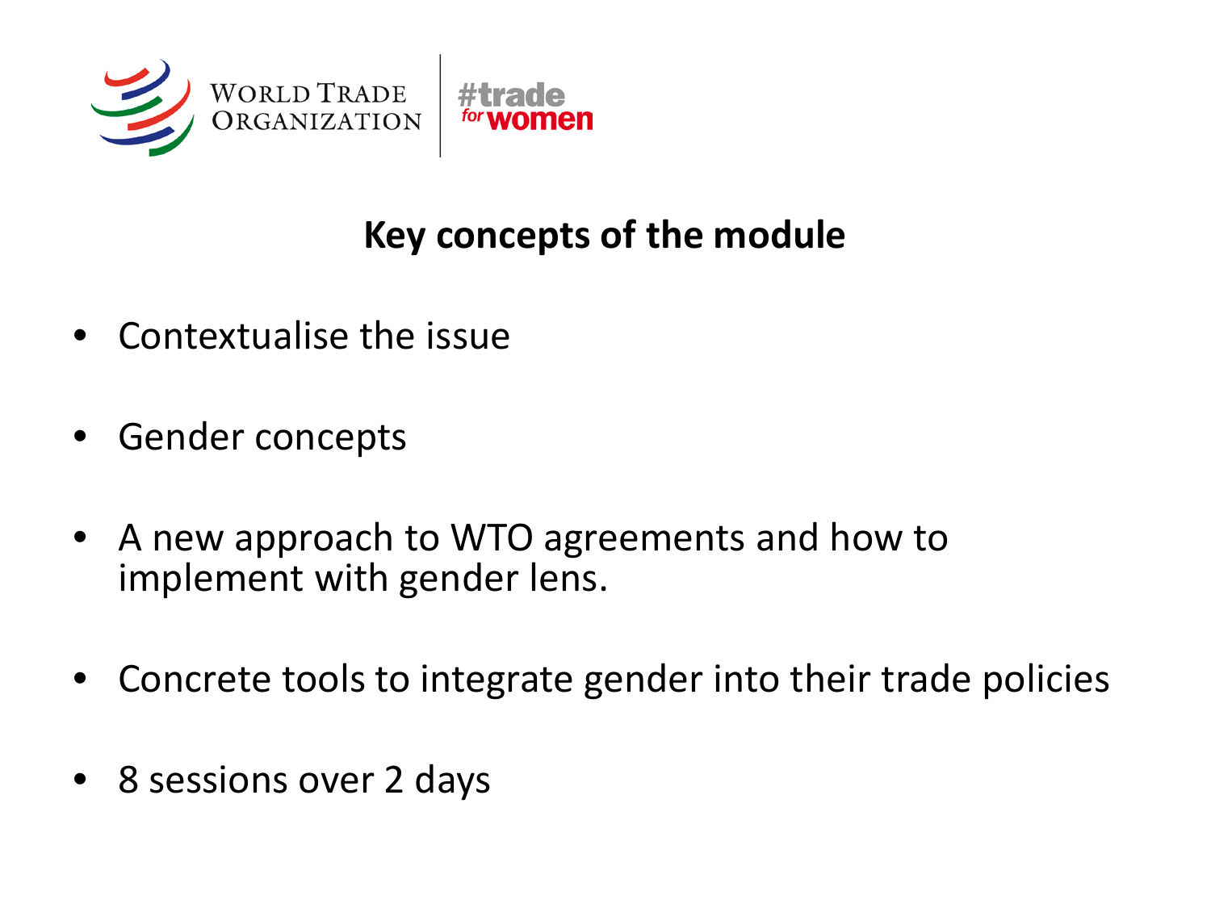## Key concepts of the module

- Contextualise the issue
- Gender concepts
- A new approach to WTO agreements and how to implement with gender lens.
- Concrete tools to integrate gender into their trade policies
- 8 sessions over 2 days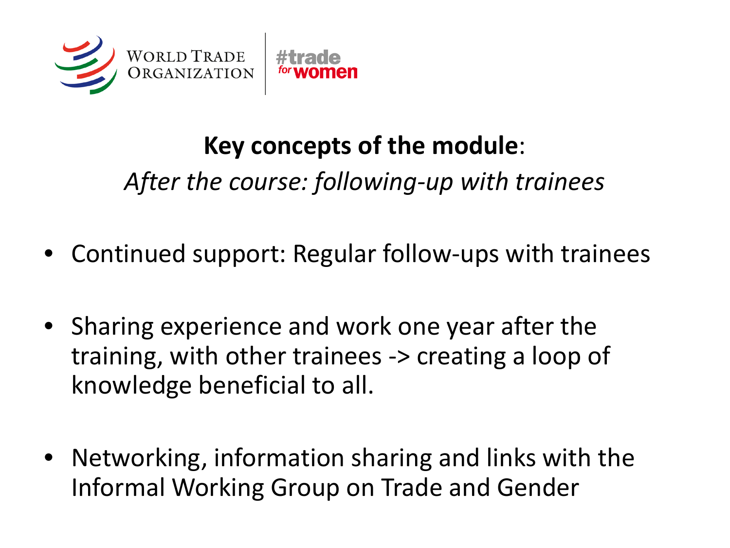**Key concepts of the module**:

*After the course: following-up with trainees*

- Continued support: Regular follow-ups with trainees
- Sharing experience and work one year after the training, with other trainees -> creating a loop of knowledge beneficial to all.
- Networking, information sharing and links with the Informal Working Group on Trade and Gender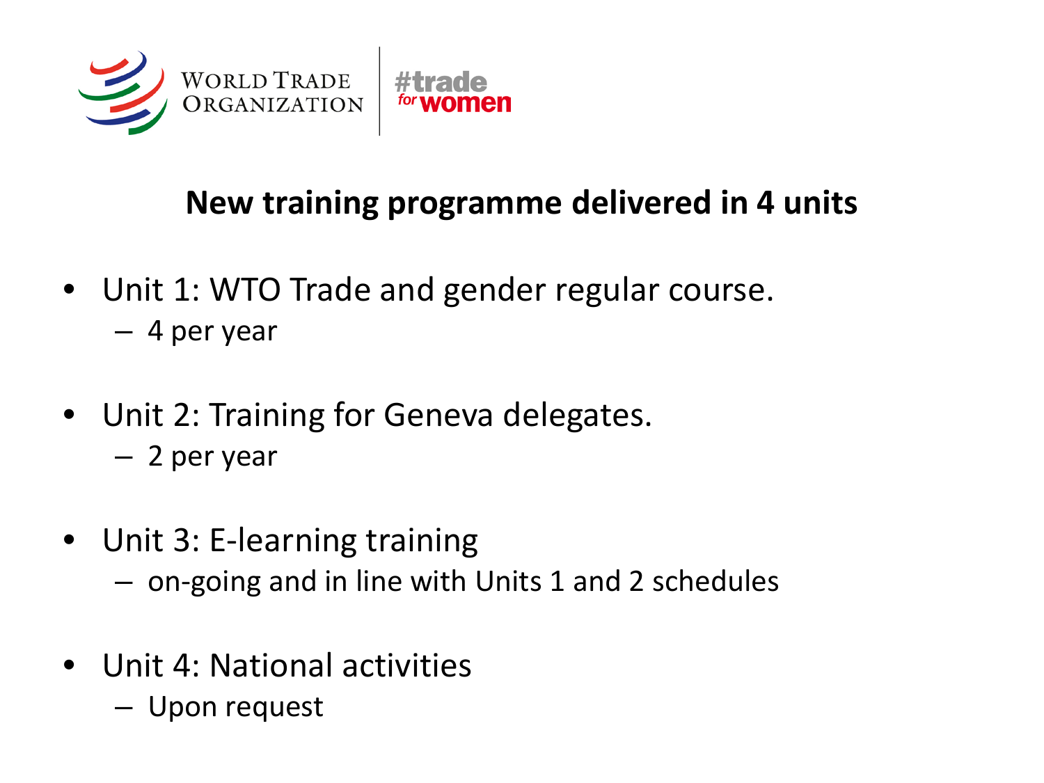WORLD TRADE ORGANIZATION | #trade for women

## New training programme delivered in 4 units

- Unit 1: WTO Trade and gender regular course.
  - 4 per year
- Unit 2: Training for Geneva delegates.
  - 2 per year
- Unit 3: E-learning training
  - on-going and in line with Units 1 and 2 schedules
- Unit 4: National activities
  - Upon request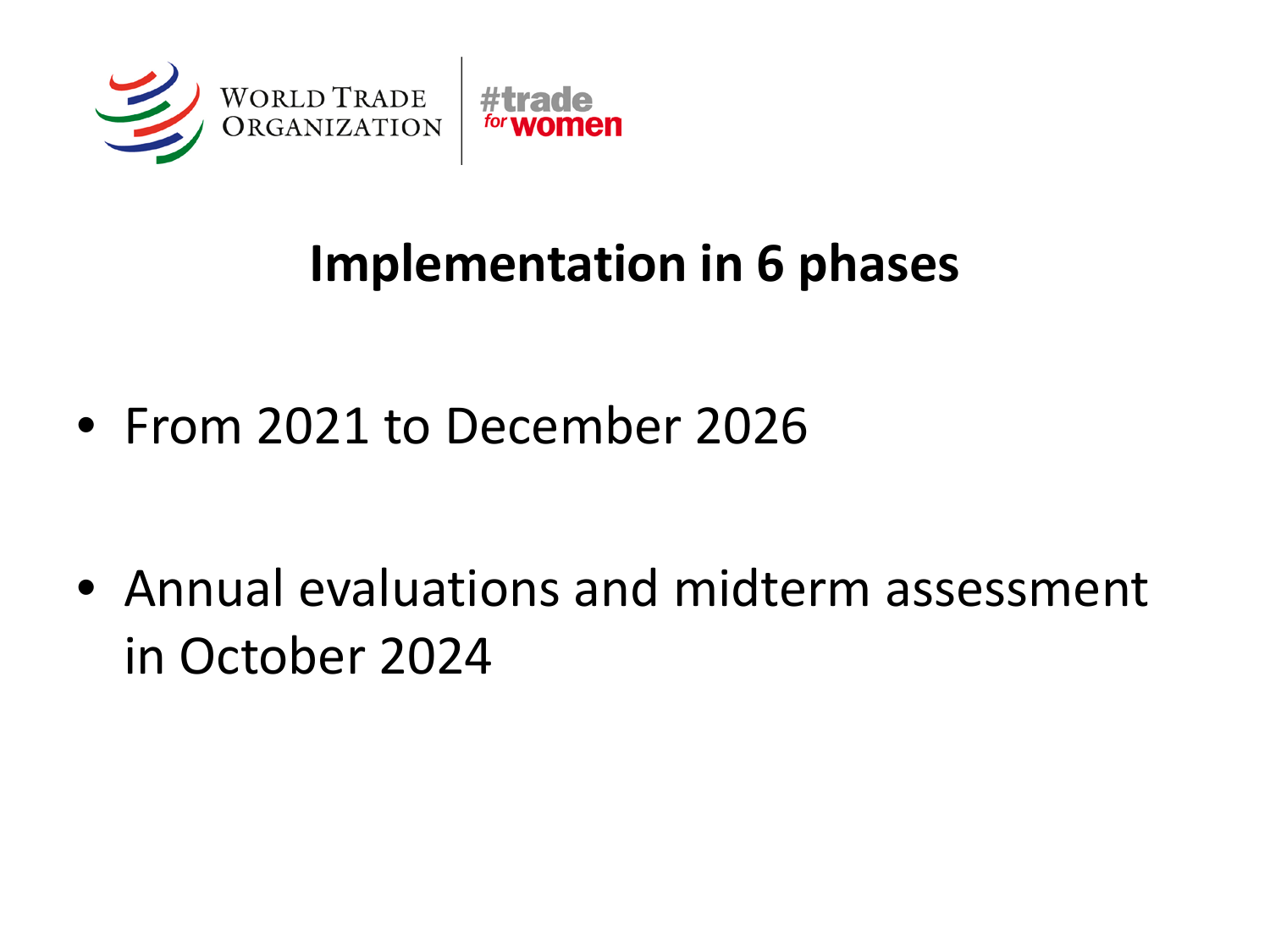WORLD TRADE ORGANIZATION | #trade for women

# Implementation in 6 phases

- From 2021 to December 2026

- Annual evaluations and midterm assessment in October 2024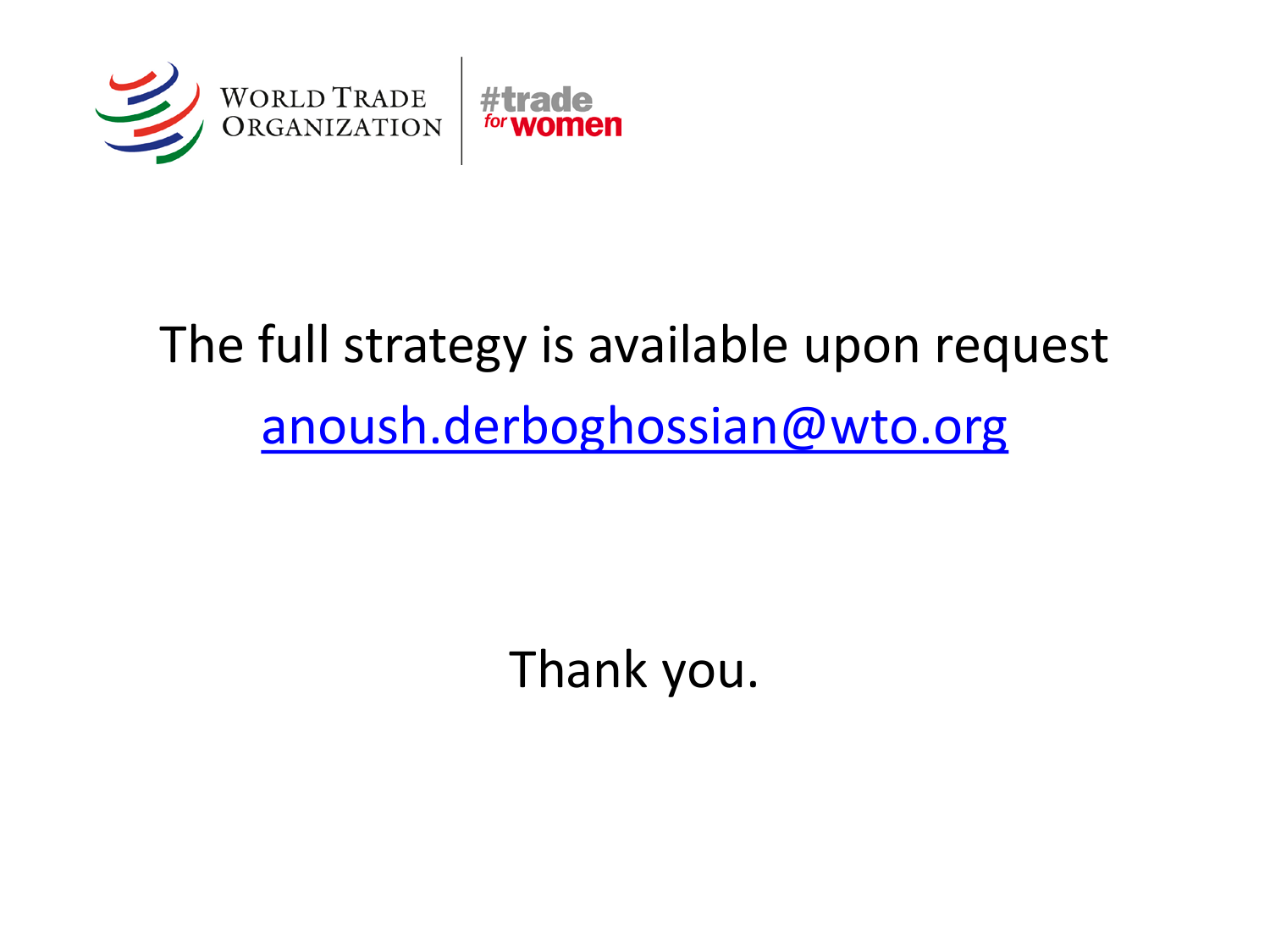World Trade Organization | #trade for women

The full strategy is available upon request

anoush.derboghossian@wto.org

Thank you.